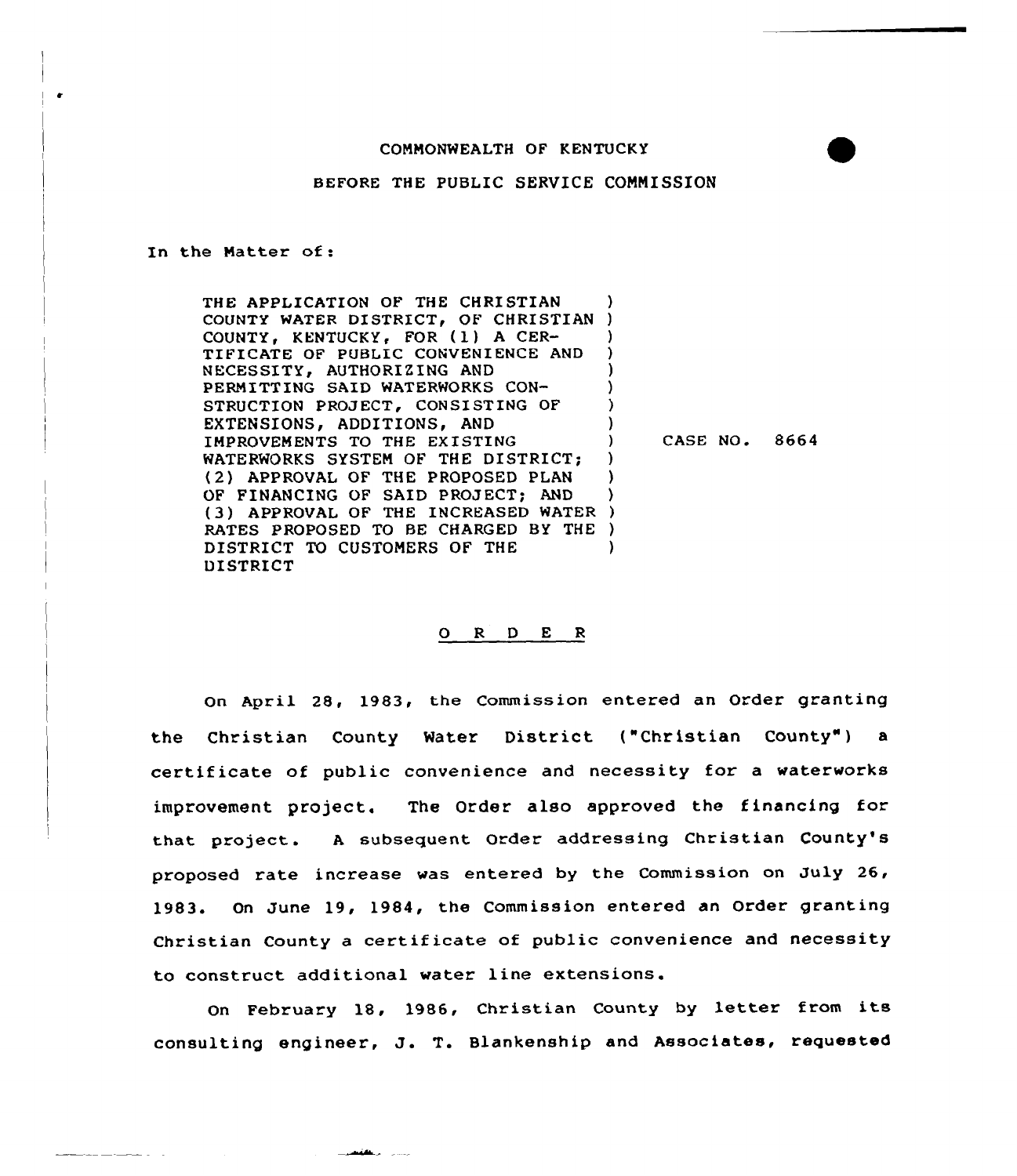COMMONWEALTH OF KENTUCKY

BEFORE THE PUBLIC SERVICE COMMISSION

In the Matter of:

THE APPLICATION OF THE CHRISTIAN COUNTY WATER DISTRICT, OF CHRISTIAN COUNTY, KENTUCKY, FOR (1) A CERTIFICATE OF PUBLIC CONVENIENCE AND NECESSITY, AUTHORIZING AND PERMITTING SAID WATERWORKS CONSTRUCTION PROJECT, CONSISTING OF EXTENSIONS, ADDITIONS, AND IMPROVEMENTS TO THE EXISTING WATERWORKS SYSTEM OF THE DISTRICT; (2) APPROVAL OF THE PROPOSED PLAN OF FINANCING OF SAID PROJECT; AND (3) APPROVAL OF THE INCREASED WATER RATES PROPOSED TO BE CHARGED BY THE DISTRICT TO CUSTOMERS OF THE DISTRICT ) CASE NO. 8664

O R D E R

On April 28, 1983, the Commission entered an Order granting the Christian County Water District ("Christian County") a certificate of public convenience and necessity for a waterworks improvement project. The Order also approved the financing for that project. A subsequent Order addressing Christian County's proposed rate increase was entered by the Commission on July 26, 1983. On June 19, 1984, the Commission entered an Order granting Christian County a certificate of public convenience and necessity to construct additional water line extensions.

On February 18, 1986, Christian County by letter from its consulting engineer, J. T. Blankenship and Associates, requested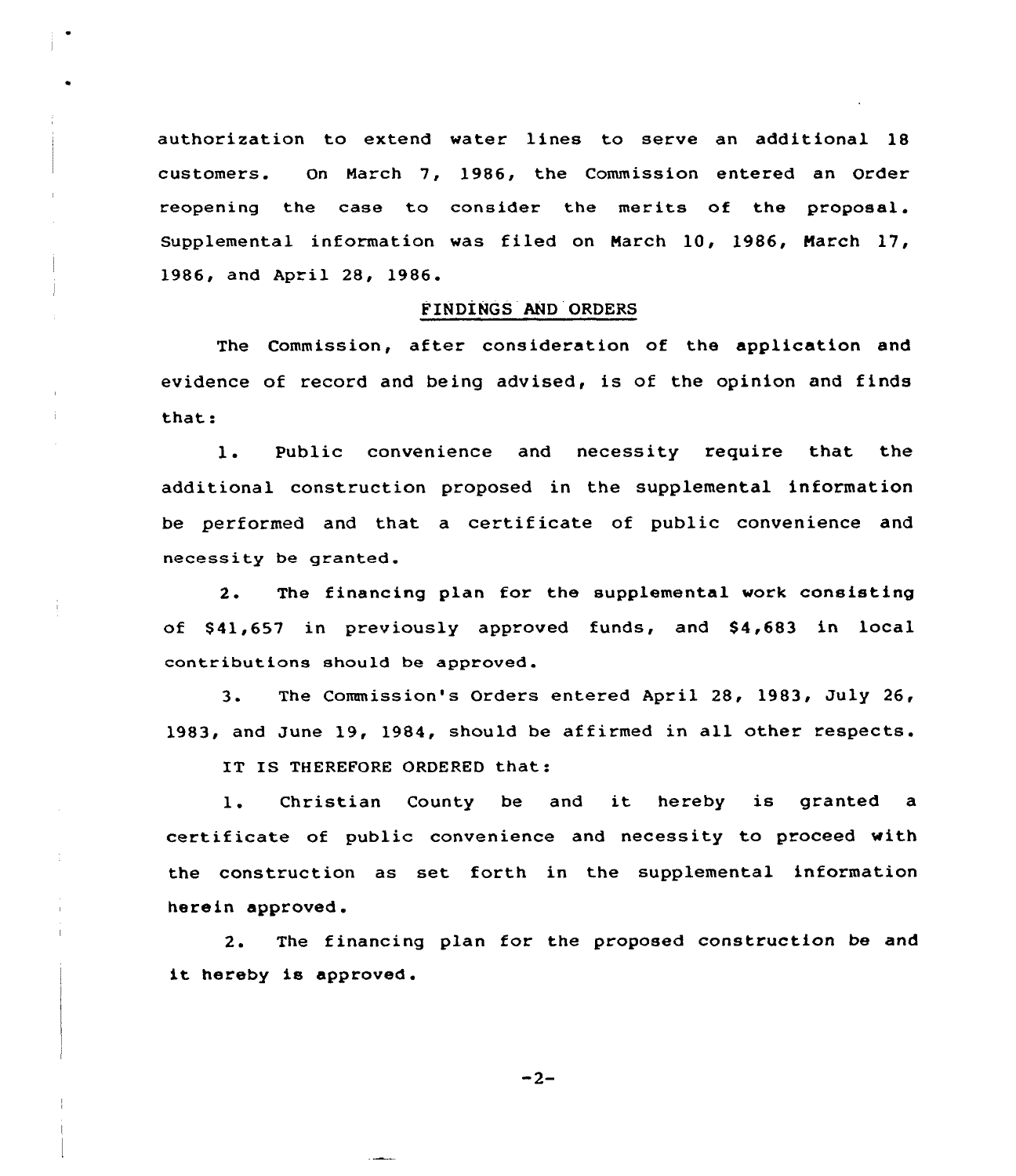authorization to extend water lines to serve an additional 18 customers. On March 7, 1986, the Commission entered an Order reopening the case to consider the merits of the proposal. Supplemental information was filed on March 10, 1986, March 17, 1986, and April 28, 1986.

## FINDINGS AND ORDERS

The Commission, after consideration of the application and evidence of record and being advised, is of the opinion and finds that:

1. Public convenience and necessity require that the additional construction proposed in the supplemental information be performed and that a certificate of public convenience and necessity be granted.

2. The financing plan for the supplemental work consisting of $41,657 in previously approved funds, and $4,683 in local contributions should be approved.

3. The Commission's Orders entered April 28, 1983, July 26, 1983, and June 19, 1984, should be affirmed in all other respects.

IT IS THEREFORE ORDERED that:

1. Christian County be and it hereby is granted a certificate of public convenience and necessity to proceed with the construction as set forth in the supplemental information herein approved.

2. The financing plan for the proposed construction be and it hereby is approved.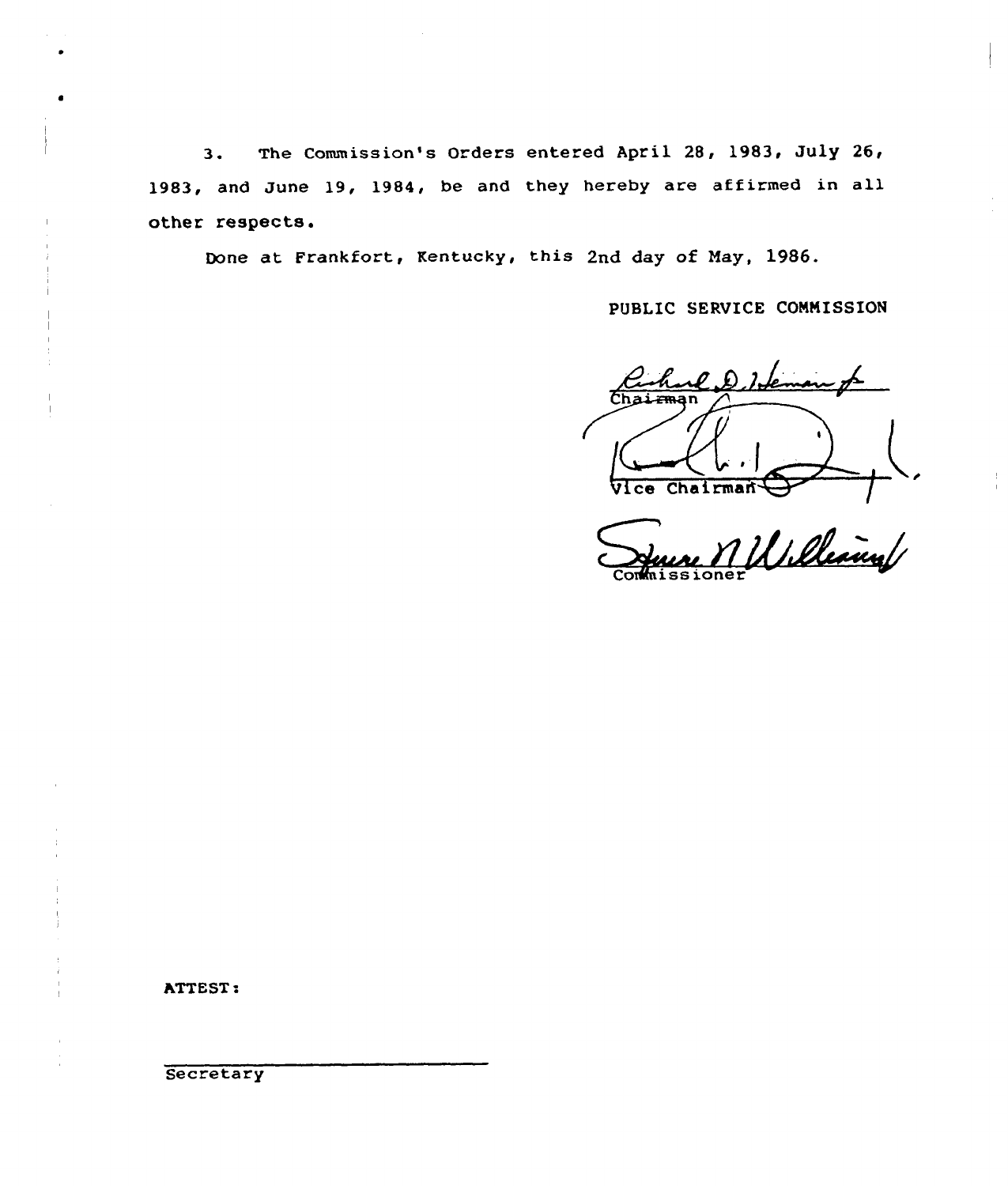3. The Commission's Orders entered April 28, 1983, July 26, 1983, and June 19, 1984, be and they hereby are affirmed in all other respects.

Done at Frankfort, Kentucky, this 2nd day of May, 1986.

PUBLIC SERVICE COMMISSION

Chairman

Vice Chairman

Commissioner

ATTEST:

Secretary